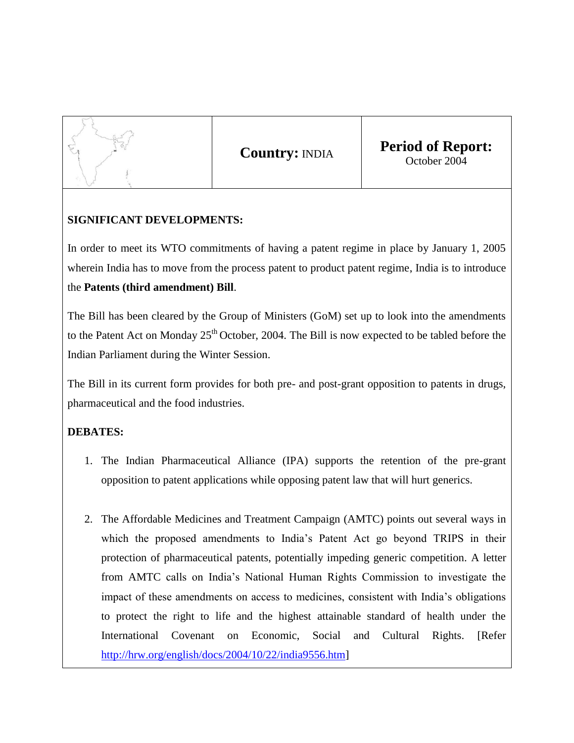| | **Country:** INDIA | **Period of Report:** October 2004 |
|---|---|---|

**SIGNIFICANT DEVELOPMENTS:**

In order to meet its WTO commitments of having a patent regime in place by January 1, 2005 wherein India has to move from the process patent to product patent regime, India is to introduce the **Patents (third amendment) Bill**.

The Bill has been cleared by the Group of Ministers (GoM) set up to look into the amendments to the Patent Act on Monday 25th October, 2004. The Bill is now expected to be tabled before the Indian Parliament during the Winter Session.

The Bill in its current form provides for both pre- and post-grant opposition to patents in drugs, pharmaceutical and the food industries.

**DEBATES:**

1. The Indian Pharmaceutical Alliance (IPA) supports the retention of the pre-grant opposition to patent applications while opposing patent law that will hurt generics.

2. The Affordable Medicines and Treatment Campaign (AMTC) points out several ways in which the proposed amendments to India's Patent Act go beyond TRIPS in their protection of pharmaceutical patents, potentially impeding generic competition. A letter from AMTC calls on India's National Human Rights Commission to investigate the impact of these amendments on access to medicines, consistent with India's obligations to protect the right to life and the highest attainable standard of health under the International Covenant on Economic, Social and Cultural Rights. [Refer http://hrw.org/english/docs/2004/10/22/india9556.htm]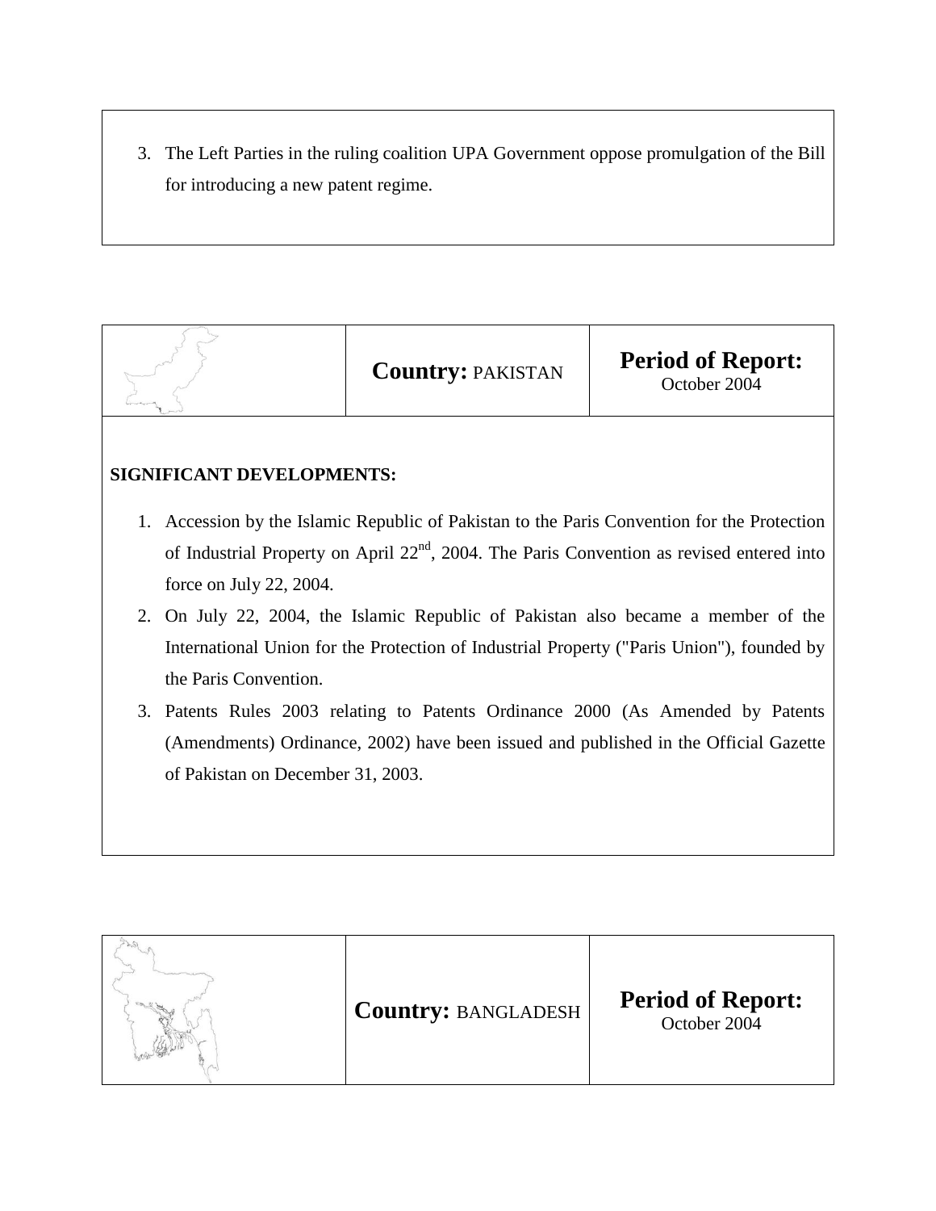3. The Left Parties in the ruling coalition UPA Government oppose promulgation of the Bill for introducing a new patent regime.

| | **Country:** PAKISTAN | **Period of Report:** October 2004 |
|---|---|---|

**SIGNIFICANT DEVELOPMENTS:**

1. Accession by the Islamic Republic of Pakistan to the Paris Convention for the Protection of Industrial Property on April 22nd, 2004. The Paris Convention as revised entered into force on July 22, 2004.
2. On July 22, 2004, the Islamic Republic of Pakistan also became a member of the International Union for the Protection of Industrial Property ("Paris Union"), founded by the Paris Convention.
3. Patents Rules 2003 relating to Patents Ordinance 2000 (As Amended by Patents (Amendments) Ordinance, 2002) have been issued and published in the Official Gazette of Pakistan on December 31, 2003.

| | **Country:** BANGLADESH | **Period of Report:** October 2004 |
|---|---|---|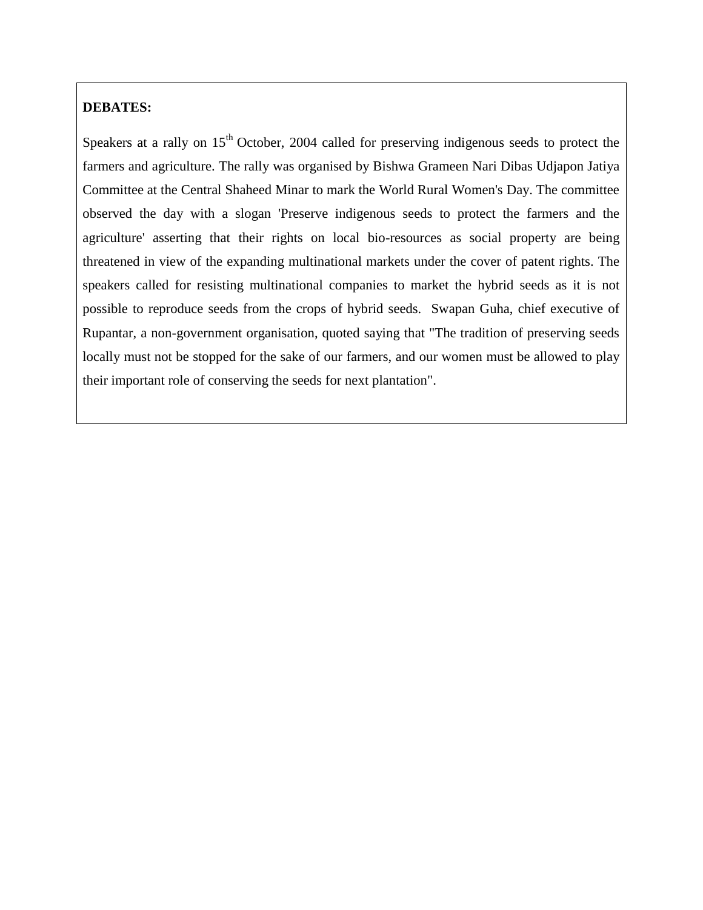**DEBATES:**

Speakers at a rally on 15th October, 2004 called for preserving indigenous seeds to protect the farmers and agriculture. The rally was organised by Bishwa Grameen Nari Dibas Udjapon Jatiya Committee at the Central Shaheed Minar to mark the World Rural Women's Day. The committee observed the day with a slogan 'Preserve indigenous seeds to protect the farmers and the agriculture' asserting that their rights on local bio-resources as social property are being threatened in view of the expanding multinational markets under the cover of patent rights. The speakers called for resisting multinational companies to market the hybrid seeds as it is not possible to reproduce seeds from the crops of hybrid seeds. Swapan Guha, chief executive of Rupantar, a non-government organisation, quoted saying that "The tradition of preserving seeds locally must not be stopped for the sake of our farmers, and our women must be allowed to play their important role of conserving the seeds for next plantation".